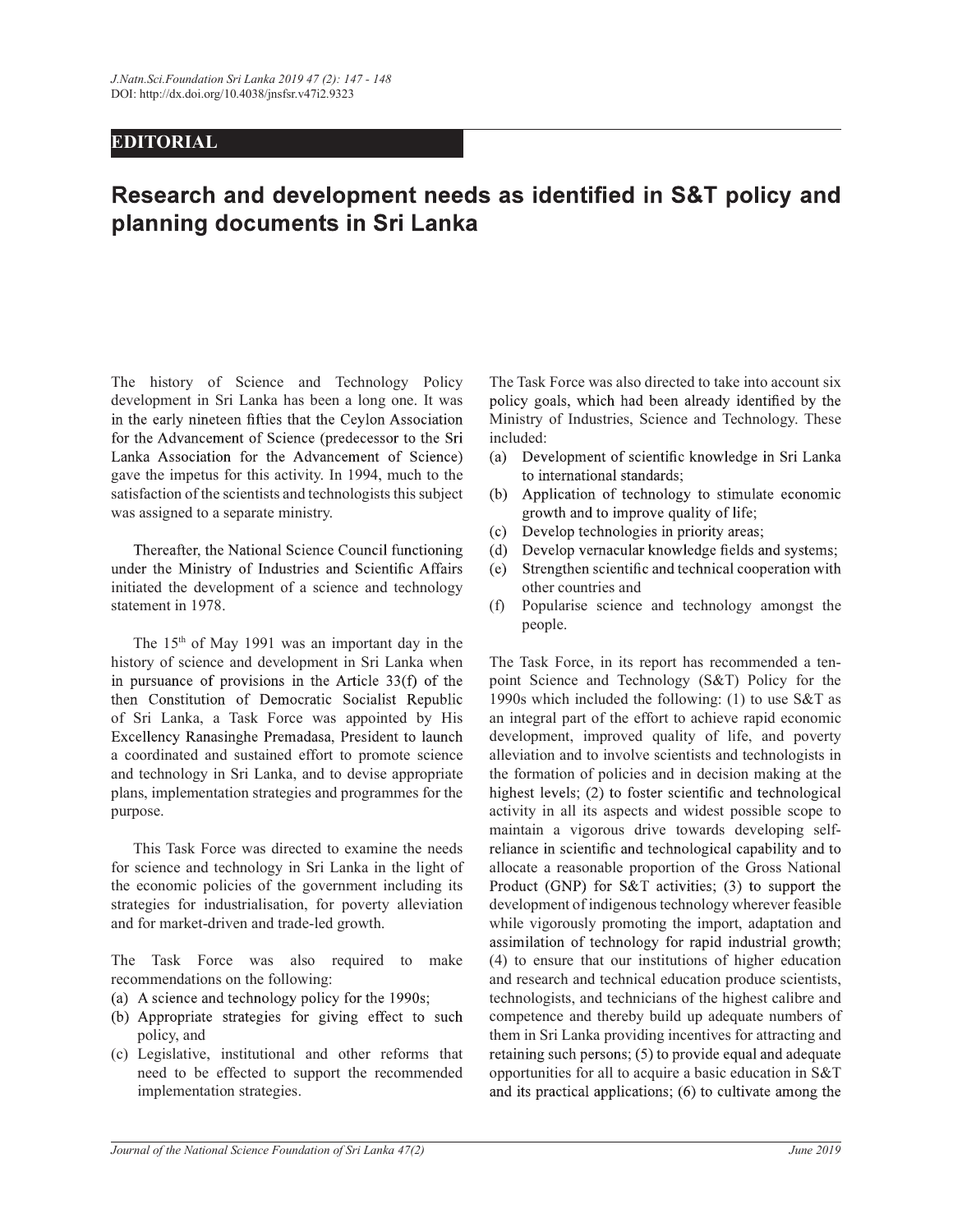EDITORIAL

# Research and development needs as identified in S&T policy and planning documents in Sri Lanka

The history of Science and Technology Policy development in Sri Lanka has been a long one. It was in the early nineteen fifties that the Ceylon Association for the Advancement of Science (predecessor to the Sri Lanka Association for the Advancement of Science) gave the impetus for this activity. In 1994, much to the satisfaction of the scientists and technologists this subject was assigned to a separate ministry.

Thereafter, the National Science Council functioning under the Ministry of Industries and Scientific Affairs initiated the development of a science and technology statement in 1978.

The 15th of May 1991 was an important day in the history of science and development in Sri Lanka when in pursuance of provisions in the Article 33(f) of the then Constitution of Democratic Socialist Republic of Sri Lanka, a Task Force was appointed by His Excellency Ranasinghe Premadasa, President to launch a coordinated and sustained effort to promote science and technology in Sri Lanka, and to devise appropriate plans, implementation strategies and programmes for the purpose.

This Task Force was directed to examine the needs for science and technology in Sri Lanka in the light of the economic policies of the government including its strategies for industrialisation, for poverty alleviation and for market-driven and trade-led growth.

The Task Force was also required to make recommendations on the following:

(a) A science and technology policy for the 1990s;
(b) Appropriate strategies for giving effect to such policy, and
(c) Legislative, institutional and other reforms that need to be effected to support the recommended implementation strategies.

The Task Force was also directed to take into account six policy goals, which had been already identified by the Ministry of Industries, Science and Technology. These included:

(a) Development of scientific knowledge in Sri Lanka to international standards;
(b) Application of technology to stimulate economic growth and to improve quality of life;
(c) Develop technologies in priority areas;
(d) Develop vernacular knowledge fields and systems;
(e) Strengthen scientific and technical cooperation with other countries and
(f) Popularise science and technology amongst the people.

The Task Force, in its report has recommended a ten-point Science and Technology (S&T) Policy for the 1990s which included the following: (1) to use S&T as an integral part of the effort to achieve rapid economic development, improved quality of life, and poverty alleviation and to involve scientists and technologists in the formation of policies and in decision making at the highest levels; (2) to foster scientific and technological activity in all its aspects and widest possible scope to maintain a vigorous drive towards developing self-reliance in scientific and technological capability and to allocate a reasonable proportion of the Gross National Product (GNP) for S&T activities; (3) to support the development of indigenous technology wherever feasible while vigorously promoting the import, adaptation and assimilation of technology for rapid industrial growth; (4) to ensure that our institutions of higher education and research and technical education produce scientists, technologists, and technicians of the highest calibre and competence and thereby build up adequate numbers of them in Sri Lanka providing incentives for attracting and retaining such persons; (5) to provide equal and adequate opportunities for all to acquire a basic education in S&T and its practical applications; (6) to cultivate among the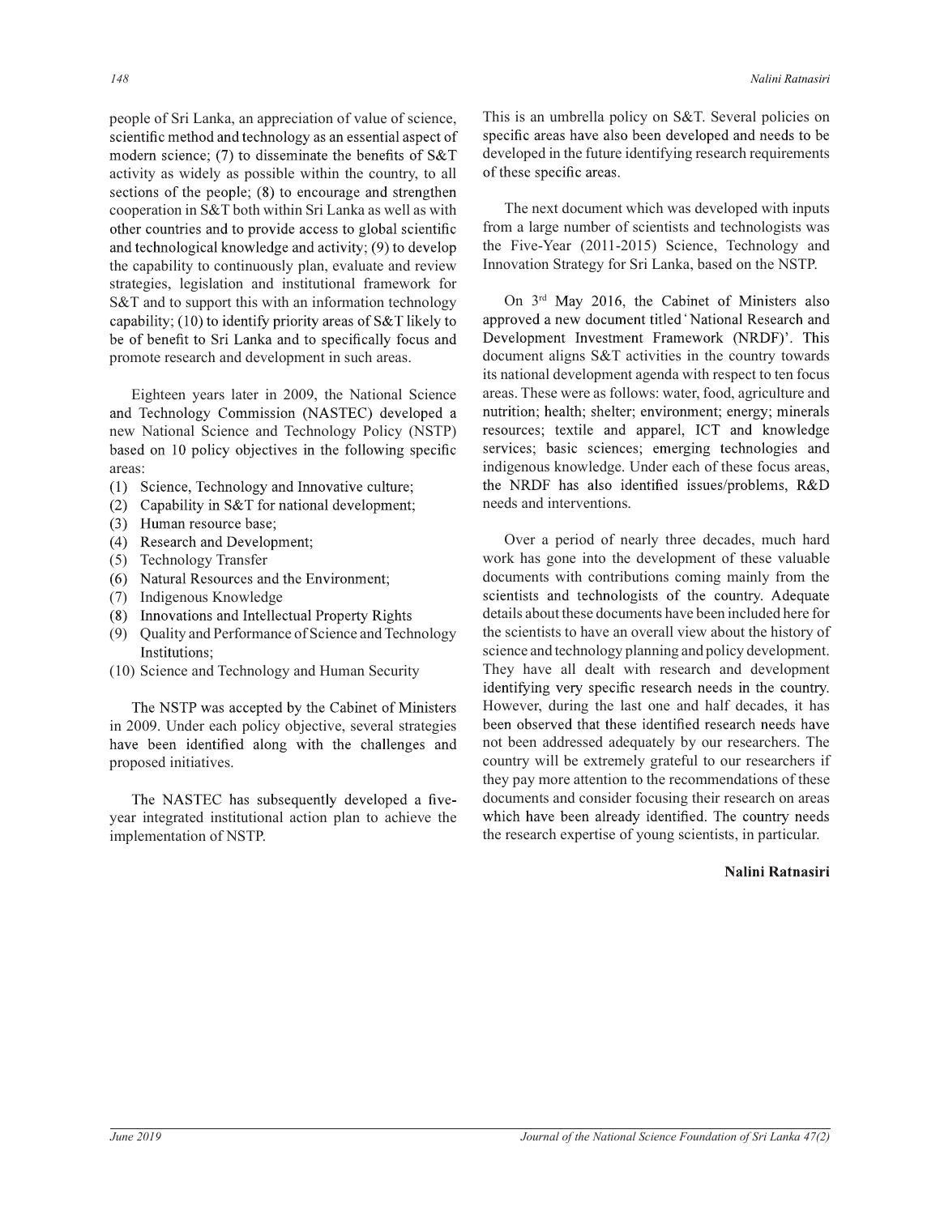people of Sri Lanka, an appreciation of value of science, scientific method and technology as an essential aspect of modern science; (7) to disseminate the benefits of S&T activity as widely as possible within the country, to all sections of the people; (8) to encourage and strengthen cooperation in S&T both within Sri Lanka as well as with other countries and to provide access to global scientific and technological knowledge and activity; (9) to develop the capability to continuously plan, evaluate and review strategies, legislation and institutional framework for S&T and to support this with an information technology capability; (10) to identify priority areas of S&T likely to be of benefit to Sri Lanka and to specifically focus and promote research and development in such areas.

Eighteen years later in 2009, the National Science and Technology Commission (NASTEC) developed a new National Science and Technology Policy (NSTP) based on 10 policy objectives in the following specific areas:

1. Science, Technology and Innovative culture;
2. Capability in S&T for national development;
3. Human resource base;
4. Research and Development;
5. Technology Transfer
6. Natural Resources and the Environment;
7. Indigenous Knowledge
8. Innovations and Intellectual Property Rights
9. Quality and Performance of Science and Technology Institutions;
10. Science and Technology and Human Security

The NSTP was accepted by the Cabinet of Ministers in 2009. Under each policy objective, several strategies have been identified along with the challenges and proposed initiatives.

The NASTEC has subsequently developed a five-year integrated institutional action plan to achieve the implementation of NSTP.

This is an umbrella policy on S&T. Several policies on specific areas have also been developed and needs to be developed in the future identifying research requirements of these specific areas.

The next document which was developed with inputs from a large number of scientists and technologists was the Five-Year (2011-2015) Science, Technology and Innovation Strategy for Sri Lanka, based on the NSTP.

On 3rd May 2016, the Cabinet of Ministers also approved a new document titled 'National Research and Development Investment Framework (NRDF)'. This document aligns S&T activities in the country towards its national development agenda with respect to ten focus areas. These were as follows: water, food, agriculture and nutrition; health; shelter; environment; energy; minerals resources; textile and apparel, ICT and knowledge services; basic sciences; emerging technologies and indigenous knowledge. Under each of these focus areas, the NRDF has also identified issues/problems, R&D needs and interventions.

Over a period of nearly three decades, much hard work has gone into the development of these valuable documents with contributions coming mainly from the scientists and technologists of the country. Adequate details about these documents have been included here for the scientists to have an overall view about the history of science and technology planning and policy development. They have all dealt with research and development identifying very specific research needs in the country. However, during the last one and half decades, it has been observed that these identified research needs have not been addressed adequately by our researchers. The country will be extremely grateful to our researchers if they pay more attention to the recommendations of these documents and consider focusing their research on areas which have been already identified. The country needs the research expertise of young scientists, in particular.

**Nalini Ratnasiri**